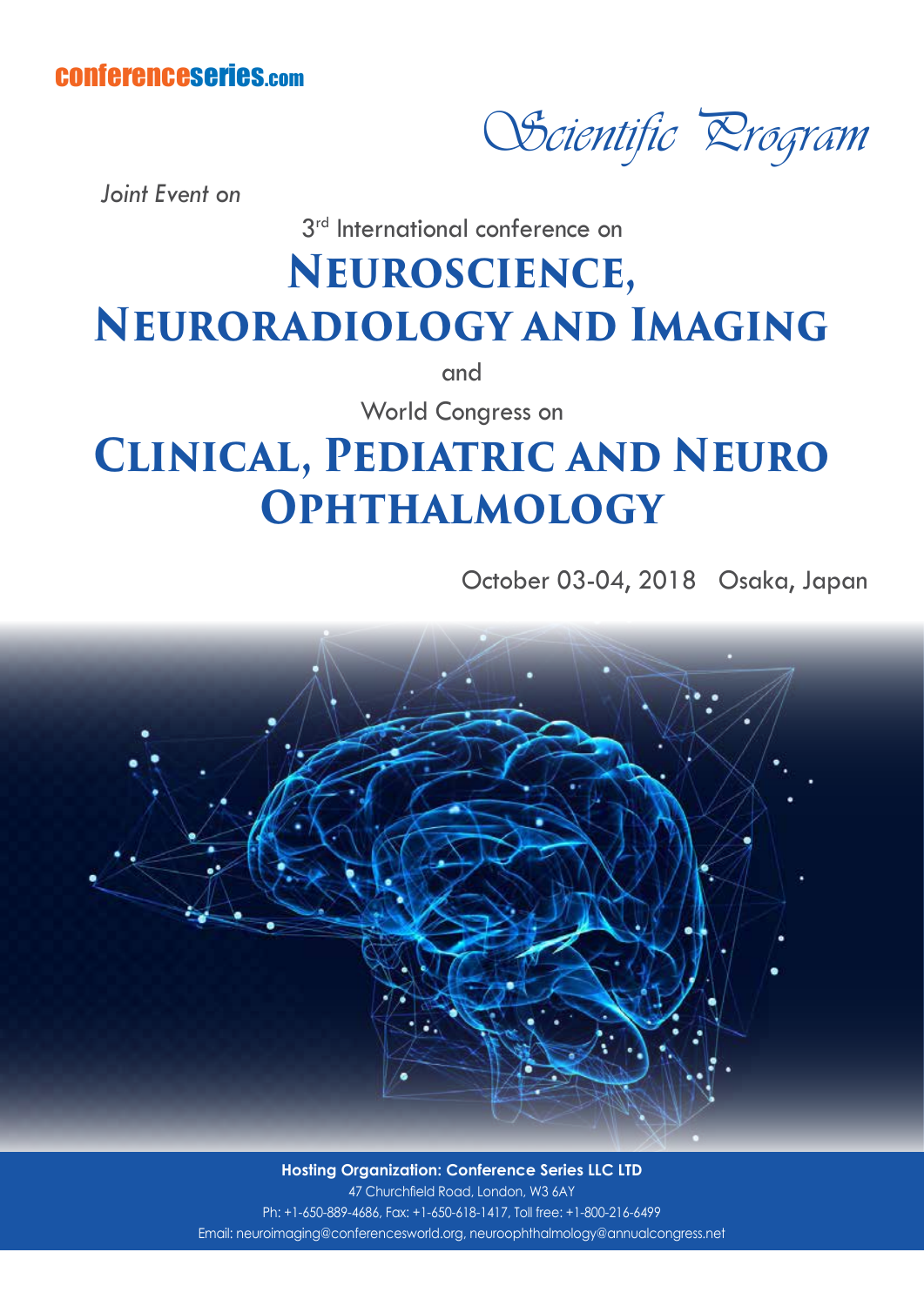conferenceseries.com

*Scientific Program*

*Joint Event on*

3rd International conference on

# Neuroscience, Neuroradiology and Imaging

and

World Congress on

# Clinical, Pediatric and Neuro Ophthalmology

October 03-04, 2018 Osaka, Japan

**Hosting Organization: Conference Series LLC LTD**
47 Churchfield Road, London, W3 6AY
Ph: +1-650-889-4686, Fax: +1-650-618-1417, Toll free: +1-800-216-6499
Email: neuroimaging@conferencesworld.org, neuroophthalmology@annualcongress.net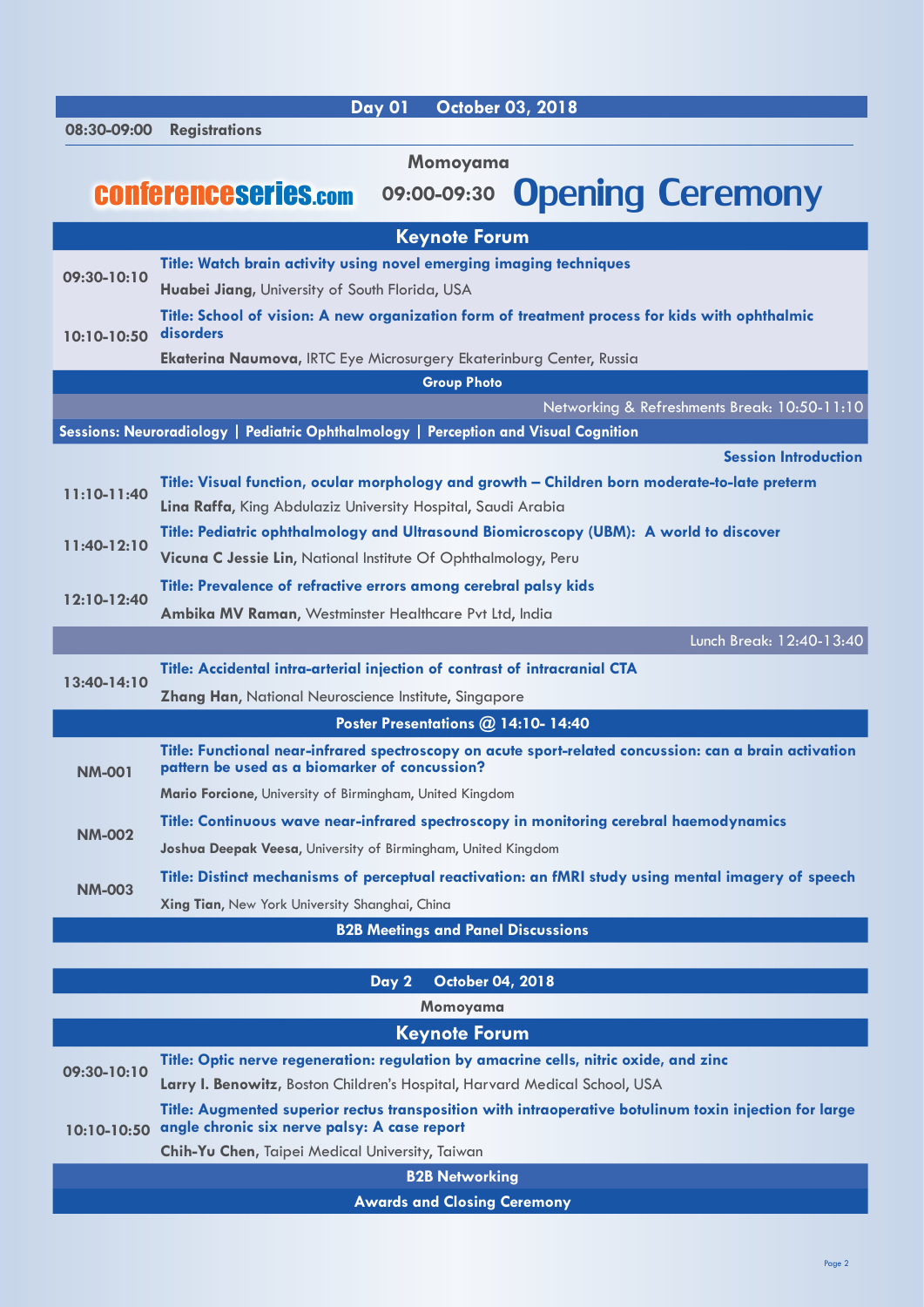## Day 01 October 03, 2018

**08:30-09:00 Registrations**

**Momoyama**

conferenceseries.com **09:00-09:30 Opening Ceremony**

### Keynote Forum

**09:30-10:10**
**Title: Watch brain activity using novel emerging imaging techniques**
**Huabei Jiang**, University of South Florida, USA

**10:10-10:50**
**Title: School of vision: A new organization form of treatment process for kids with ophthalmic disorders**
**Ekaterina Naumova**, IRTC Eye Microsurgery Ekaterinburg Center, Russia

**Group Photo**

Networking & Refreshments Break: 10:50-11:10

**Sessions: Neuroradiology | Pediatric Ophthalmology | Perception and Visual Cognition**

**Session Introduction**

**11:10-11:40**
**Title: Visual function, ocular morphology and growth – Children born moderate-to-late preterm**
**Lina Raffa**, King Abdulaziz University Hospital, Saudi Arabia

**11:40-12:10**
**Title: Pediatric ophthalmology and Ultrasound Biomicroscopy (UBM): A world to discover**
**Vicuna C Jessie Lin**, National Institute Of Ophthalmology, Peru

**12:10-12:40**
**Title: Prevalence of refractive errors among cerebral palsy kids**
**Ambika MV Raman**, Westminster Healthcare Pvt Ltd, India

Lunch Break: 12:40-13:40

**13:40-14:10**
**Title: Accidental intra-arterial injection of contrast of intracranial CTA**
**Zhang Han**, National Neuroscience Institute, Singapore

### Poster Presentations @ 14:10- 14:40

**NM-001**
**Title: Functional near-infrared spectroscopy on acute sport-related concussion: can a brain activation pattern be used as a biomarker of concussion?**
**Mario Forcione**, University of Birmingham, United Kingdom

**NM-002**
**Title: Continuous wave near-infrared spectroscopy in monitoring cerebral haemodynamics**
**Joshua Deepak Veesa**, University of Birmingham, United Kingdom

**NM-003**
**Title: Distinct mechanisms of perceptual reactivation: an fMRI study using mental imagery of speech**
**Xing Tian**, New York University Shanghai, China

**B2B Meetings and Panel Discussions**

## Day 2 October 04, 2018

**Momoyama**

### Keynote Forum

**09:30-10:10**
**Title: Optic nerve regeneration: regulation by amacrine cells, nitric oxide, and zinc**
**Larry I. Benowitz**, Boston Children's Hospital, Harvard Medical School, USA

**10:10-10:50**
**Title: Augmented superior rectus transposition with intraoperative botulinum toxin injection for large angle chronic six nerve palsy: A case report**
**Chih-Yu Chen**, Taipei Medical University, Taiwan

**B2B Networking**

**Awards and Closing Ceremony**